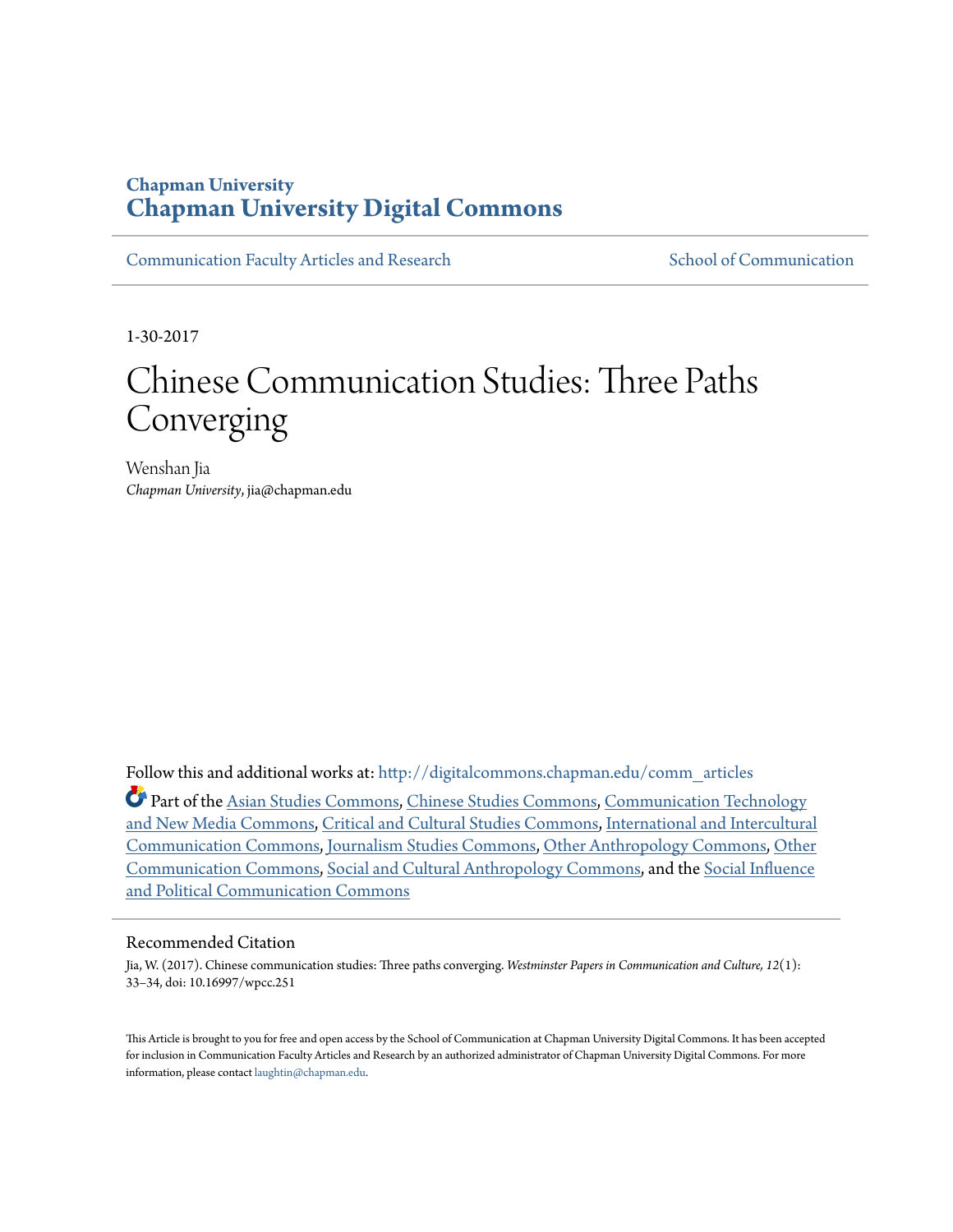Chapman University

# Chapman University Digital Commons

Communication Faculty Articles and Research

School of Communication

1-30-2017

# Chinese Communication Studies: Three Paths Converging

Wenshan Jia
*Chapman University*, jia@chapman.edu

Follow this and additional works at: http://digitalcommons.chapman.edu/comm_articles

Part of the Asian Studies Commons, Chinese Studies Commons, Communication Technology and New Media Commons, Critical and Cultural Studies Commons, International and Intercultural Communication Commons, Journalism Studies Commons, Other Anthropology Commons, Other Communication Commons, Social and Cultural Anthropology Commons, and the Social Influence and Political Communication Commons

## Recommended Citation

Jia, W. (2017). Chinese communication studies: Three paths converging. *Westminster Papers in Communication and Culture, 12*(1): 33–34, doi: 10.16997/wpcc.251

This Article is brought to you for free and open access by the School of Communication at Chapman University Digital Commons. It has been accepted for inclusion in Communication Faculty Articles and Research by an authorized administrator of Chapman University Digital Commons. For more information, please contact laughtin@chapman.edu.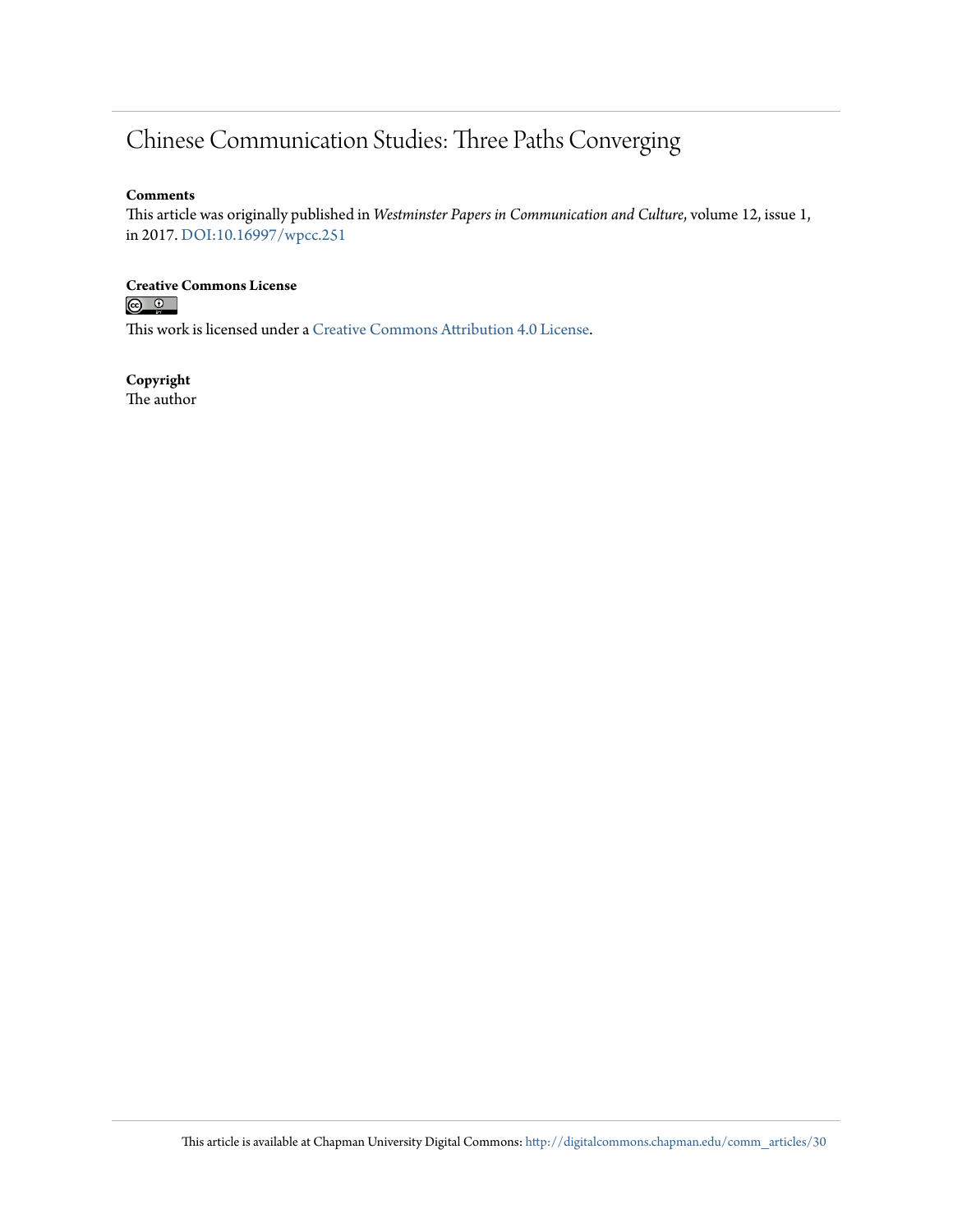# Chinese Communication Studies: Three Paths Converging

**Comments**

This article was originally published in *Westminster Papers in Communication and Culture*, volume 12, issue 1, in 2017. DOI:10.16997/wpcc.251

**Creative Commons License**

This work is licensed under a Creative Commons Attribution 4.0 License.

**Copyright**

The author

This article is available at Chapman University Digital Commons: http://digitalcommons.chapman.edu/comm_articles/30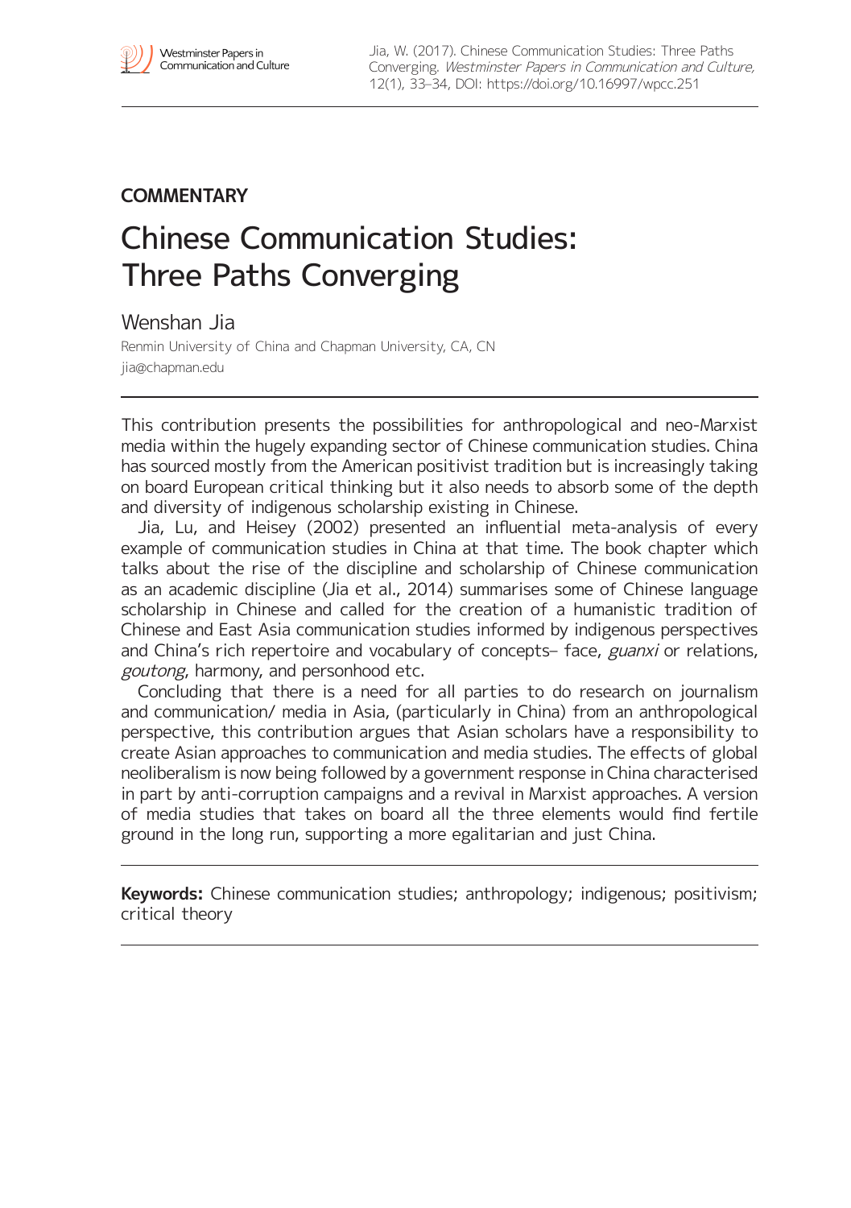## COMMENTARY

# Chinese Communication Studies: Three Paths Converging

Wenshan Jia

Renmin University of China and Chapman University, CA, CN
jia@chapman.edu

This contribution presents the possibilities for anthropological and neo-Marxist media within the hugely expanding sector of Chinese communication studies. China has sourced mostly from the American positivist tradition but is increasingly taking on board European critical thinking but it also needs to absorb some of the depth and diversity of indigenous scholarship existing in Chinese.

Jia, Lu, and Heisey (2002) presented an influential meta-analysis of every example of communication studies in China at that time. The book chapter which talks about the rise of the discipline and scholarship of Chinese communication as an academic discipline (Jia et al., 2014) summarises some of Chinese language scholarship in Chinese and called for the creation of a humanistic tradition of Chinese and East Asia communication studies informed by indigenous perspectives and China's rich repertoire and vocabulary of concepts– face, *guanxi* or relations, *goutong*, harmony, and personhood etc.

Concluding that there is a need for all parties to do research on journalism and communication/ media in Asia, (particularly in China) from an anthropological perspective, this contribution argues that Asian scholars have a responsibility to create Asian approaches to communication and media studies. The effects of global neoliberalism is now being followed by a government response in China characterised in part by anti-corruption campaigns and a revival in Marxist approaches. A version of media studies that takes on board all the three elements would find fertile ground in the long run, supporting a more egalitarian and just China.

**Keywords:** Chinese communication studies; anthropology; indigenous; positivism; critical theory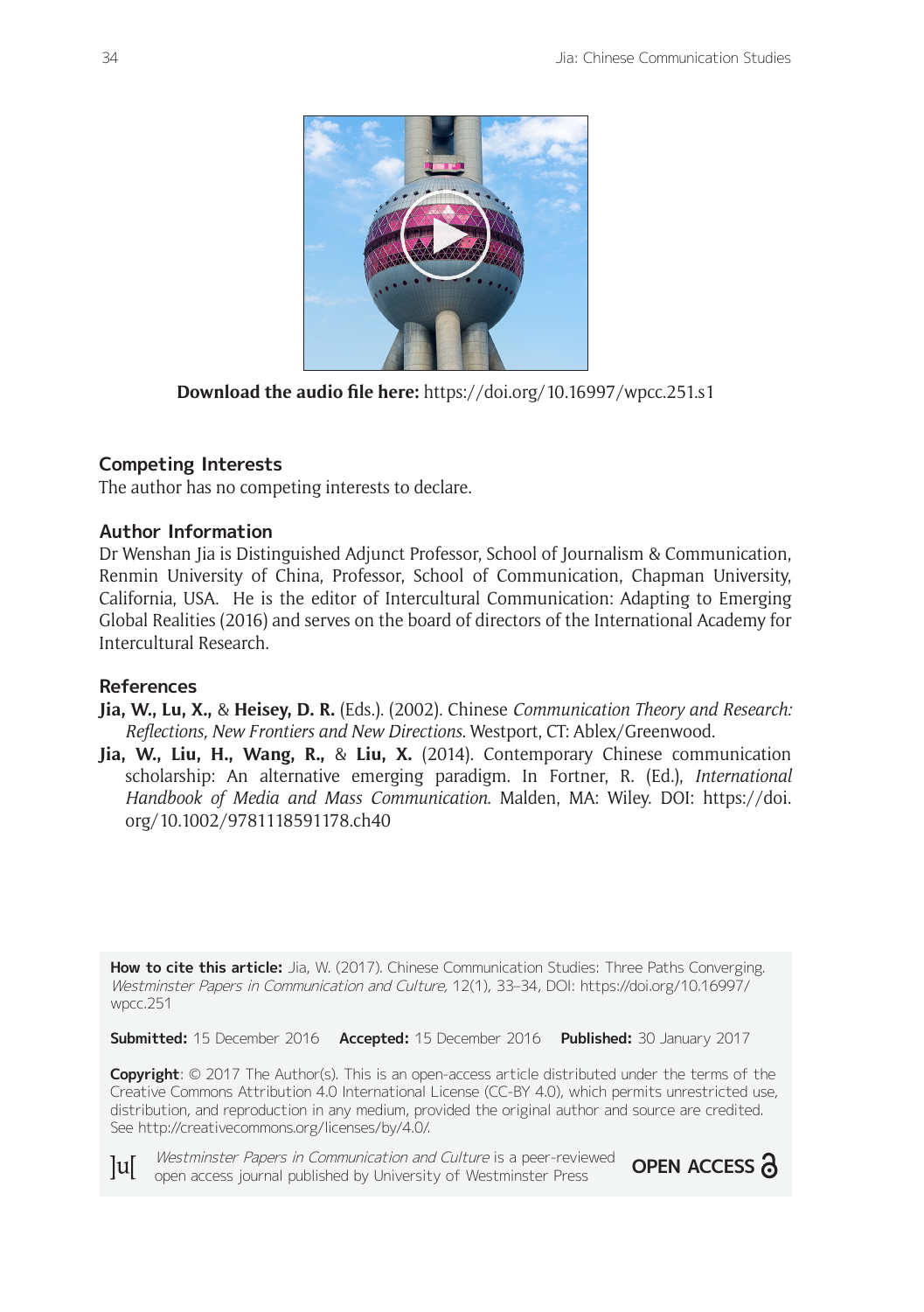**Download the audio file here:** https://doi.org/10.16997/wpcc.251.s1

## Competing Interests

The author has no competing interests to declare.

## Author Information

Dr Wenshan Jia is Distinguished Adjunct Professor, School of Journalism & Communication, Renmin University of China, Professor, School of Communication, Chapman University, California, USA. He is the editor of Intercultural Communication: Adapting to Emerging Global Realities (2016) and serves on the board of directors of the International Academy for Intercultural Research.

## References

**Jia, W., Lu, X.,** & **Heisey, D. R.** (Eds.). (2002). Chinese *Communication Theory and Research: Reflections, New Frontiers and New Directions*. Westport, CT: Ablex/Greenwood.

**Jia, W., Liu, H., Wang, R.,** & **Liu, X.** (2014). Contemporary Chinese communication scholarship: An alternative emerging paradigm. In Fortner, R. (Ed.), *International Handbook of Media and Mass Communication*. Malden, MA: Wiley. DOI: https://doi.org/10.1002/9781118591178.ch40

**How to cite this article:** Jia, W. (2017). Chinese Communication Studies: Three Paths Converging. *Westminster Papers in Communication and Culture,* 12(1), 33–34, DOI: https://doi.org/10.16997/wpcc.251

**Submitted:** 15 December 2016 **Accepted:** 15 December 2016 **Published:** 30 January 2017

**Copyright**: © 2017 The Author(s). This is an open-access article distributed under the terms of the Creative Commons Attribution 4.0 International License (CC-BY 4.0), which permits unrestricted use, distribution, and reproduction in any medium, provided the original author and source are credited. See http://creativecommons.org/licenses/by/4.0/.

*Westminster Papers in Communication and Culture* is a peer-reviewed open access journal published by University of Westminster Press

**OPEN ACCESS**